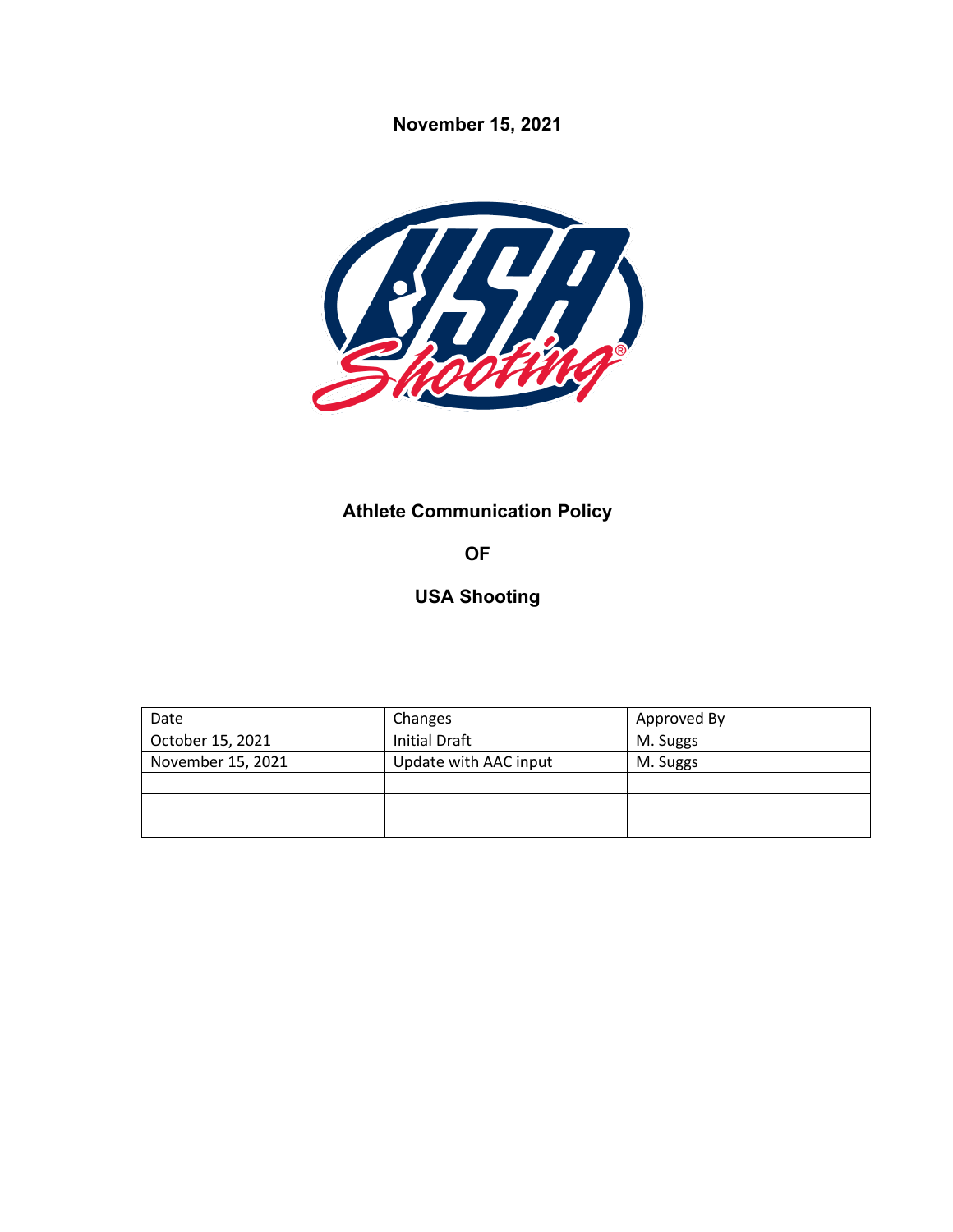**November 15, 2021**

# Athlete Communication Policy

**OF**

**USA Shooting**

| Date | Changes | Approved By |
|---|---|---|
| October 15, 2021 | Initial Draft | M. Suggs |
| November 15, 2021 | Update with AAC input | M. Suggs |
| | | |
| | | |
| | | |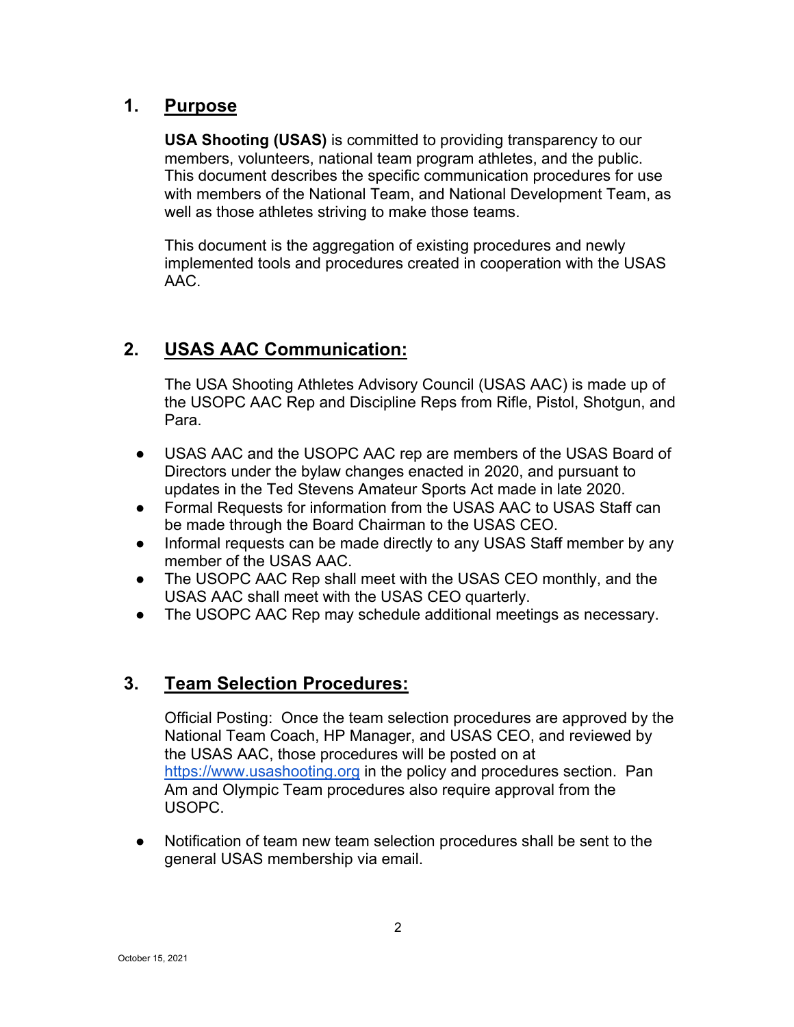## 1. Purpose

**USA Shooting (USAS)** is committed to providing transparency to our members, volunteers, national team program athletes, and the public. This document describes the specific communication procedures for use with members of the National Team, and National Development Team, as well as those athletes striving to make those teams.

This document is the aggregation of existing procedures and newly implemented tools and procedures created in cooperation with the USAS AAC.

## 2. USAS AAC Communication:

The USA Shooting Athletes Advisory Council (USAS AAC) is made up of the USOPC AAC Rep and Discipline Reps from Rifle, Pistol, Shotgun, and Para.

- USAS AAC and the USOPC AAC rep are members of the USAS Board of Directors under the bylaw changes enacted in 2020, and pursuant to updates in the Ted Stevens Amateur Sports Act made in late 2020.
- Formal Requests for information from the USAS AAC to USAS Staff can be made through the Board Chairman to the USAS CEO.
- Informal requests can be made directly to any USAS Staff member by any member of the USAS AAC.
- The USOPC AAC Rep shall meet with the USAS CEO monthly, and the USAS AAC shall meet with the USAS CEO quarterly.
- The USOPC AAC Rep may schedule additional meetings as necessary.

## 3. Team Selection Procedures:

Official Posting: Once the team selection procedures are approved by the National Team Coach, HP Manager, and USAS CEO, and reviewed by the USAS AAC, those procedures will be posted on at [https://www.usashooting.org](https://www.usashooting.org) in the policy and procedures section. Pan Am and Olympic Team procedures also require approval from the USOPC.

- Notification of team new team selection procedures shall be sent to the general USAS membership via email.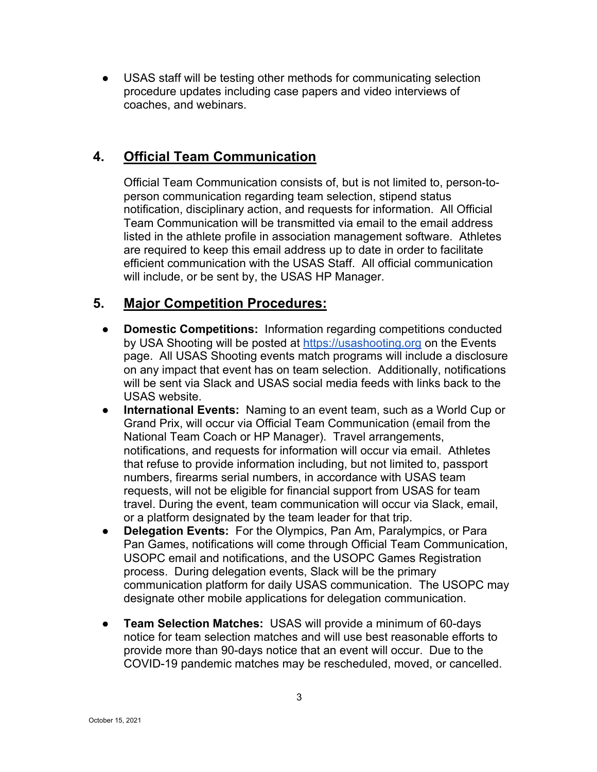- USAS staff will be testing other methods for communicating selection procedure updates including case papers and video interviews of coaches, and webinars.

## 4. Official Team Communication

Official Team Communication consists of, but is not limited to, person-to-person communication regarding team selection, stipend status notification, disciplinary action, and requests for information. All Official Team Communication will be transmitted via email to the email address listed in the athlete profile in association management software. Athletes are required to keep this email address up to date in order to facilitate efficient communication with the USAS Staff. All official communication will include, or be sent by, the USAS HP Manager.

## 5. Major Competition Procedures:

- **Domestic Competitions:** Information regarding competitions conducted by USA Shooting will be posted at [https://usashooting.org](https://usashooting.org) on the Events page. All USAS Shooting events match programs will include a disclosure on any impact that event has on team selection. Additionally, notifications will be sent via Slack and USAS social media feeds with links back to the USAS website.
- **International Events:** Naming to an event team, such as a World Cup or Grand Prix, will occur via Official Team Communication (email from the National Team Coach or HP Manager). Travel arrangements, notifications, and requests for information will occur via email. Athletes that refuse to provide information including, but not limited to, passport numbers, firearms serial numbers, in accordance with USAS team requests, will not be eligible for financial support from USAS for team travel. During the event, team communication will occur via Slack, email, or a platform designated by the team leader for that trip.
- **Delegation Events:** For the Olympics, Pan Am, Paralympics, or Para Pan Games, notifications will come through Official Team Communication, USOPC email and notifications, and the USOPC Games Registration process. During delegation events, Slack will be the primary communication platform for daily USAS communication. The USOPC may designate other mobile applications for delegation communication.
- **Team Selection Matches:** USAS will provide a minimum of 60-days notice for team selection matches and will use best reasonable efforts to provide more than 90-days notice that an event will occur. Due to the COVID-19 pandemic matches may be rescheduled, moved, or cancelled.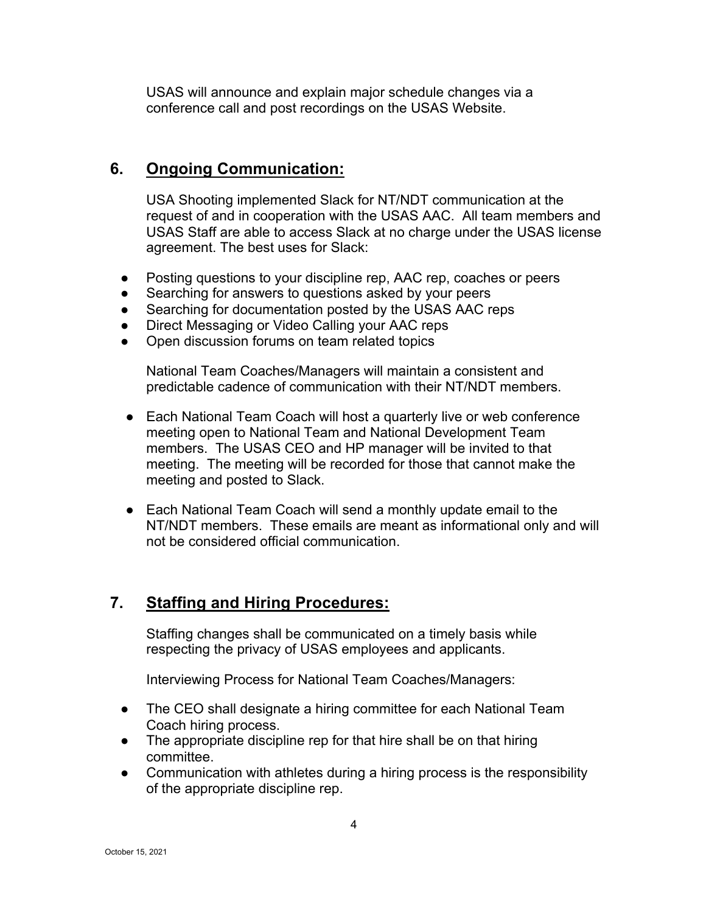USAS will announce and explain major schedule changes via a conference call and post recordings on the USAS Website.

## 6. Ongoing Communication:

USA Shooting implemented Slack for NT/NDT communication at the request of and in cooperation with the USAS AAC. All team members and USAS Staff are able to access Slack at no charge under the USAS license agreement. The best uses for Slack:

- Posting questions to your discipline rep, AAC rep, coaches or peers
- Searching for answers to questions asked by your peers
- Searching for documentation posted by the USAS AAC reps
- Direct Messaging or Video Calling your AAC reps
- Open discussion forums on team related topics

National Team Coaches/Managers will maintain a consistent and predictable cadence of communication with their NT/NDT members.

- Each National Team Coach will host a quarterly live or web conference meeting open to National Team and National Development Team members. The USAS CEO and HP manager will be invited to that meeting. The meeting will be recorded for those that cannot make the meeting and posted to Slack.

- Each National Team Coach will send a monthly update email to the NT/NDT members. These emails are meant as informational only and will not be considered official communication.

## 7. Staffing and Hiring Procedures:

Staffing changes shall be communicated on a timely basis while respecting the privacy of USAS employees and applicants.

Interviewing Process for National Team Coaches/Managers:

- The CEO shall designate a hiring committee for each National Team Coach hiring process.
- The appropriate discipline rep for that hire shall be on that hiring committee.
- Communication with athletes during a hiring process is the responsibility of the appropriate discipline rep.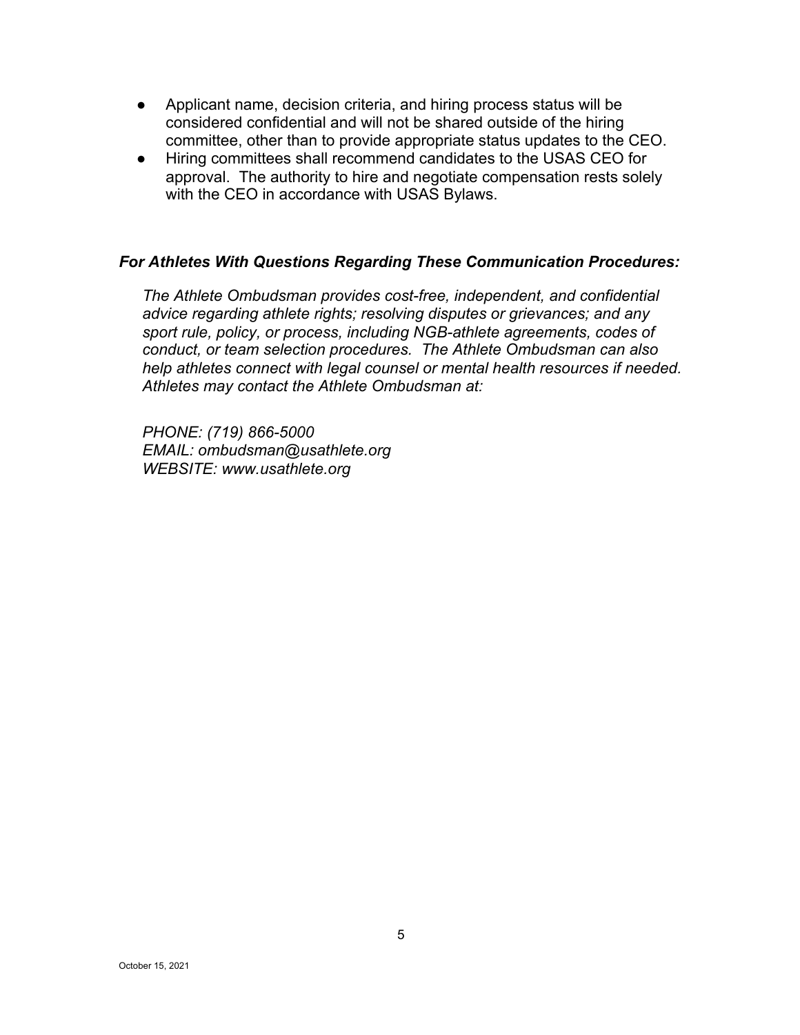- Applicant name, decision criteria, and hiring process status will be considered confidential and will not be shared outside of the hiring committee, other than to provide appropriate status updates to the CEO.
- Hiring committees shall recommend candidates to the USAS CEO for approval. The authority to hire and negotiate compensation rests solely with the CEO in accordance with USAS Bylaws.

### *For Athletes With Questions Regarding These Communication Procedures:*

*The Athlete Ombudsman provides cost-free, independent, and confidential advice regarding athlete rights; resolving disputes or grievances; and any sport rule, policy, or process, including NGB-athlete agreements, codes of conduct, or team selection procedures. The Athlete Ombudsman can also help athletes connect with legal counsel or mental health resources if needed. Athletes may contact the Athlete Ombudsman at:*

*PHONE: (719) 866-5000*
*EMAIL: ombudsman@usathlete.org*
*WEBSITE: www.usathlete.org*